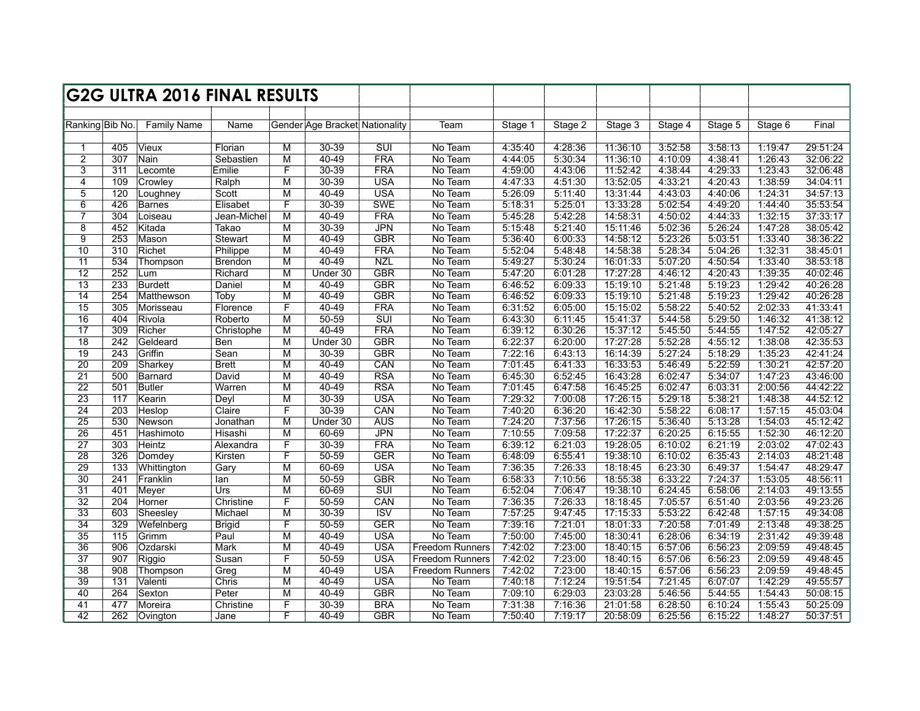# G2G ULTRA 2016 FINAL RESULTS

| Ranking | Bib No. | Family Name | Name | Gender | Age Bracket | Nationality | Team | Stage 1 | Stage 2 | Stage 3 | Stage 4 | Stage 5 | Stage 6 | Final |
|---|---|---|---|---|---|---|---|---|---|---|---|---|---|---|
| 1 | 405 | Vieux | Florian | M | 30-39 | SUI | No Team | 4:35:40 | 4:28:36 | 11:36:10 | 3:52:58 | 3:58:13 | 1:19:47 | 29:51:24 |
| 2 | 307 | Nain | Sebastien | M | 40-49 | FRA | No Team | 4:44:05 | 5:30:34 | 11:36:10 | 4:10:09 | 4:38:41 | 1:26:43 | 32:06:22 |
| 3 | 311 | Lecomte | Emilie | F | 30-39 | FRA | No Team | 4:59:00 | 4:43:06 | 11:52:42 | 4:38:44 | 4:29:33 | 1:23:43 | 32:06:48 |
| 4 | 109 | Crowley | Ralph | M | 30-39 | USA | No Team | 4:47:33 | 4:51:30 | 13:52:05 | 4:33:21 | 4:20:43 | 1:38:59 | 34:04:11 |
| 5 | 120 | Loughney | Scott | M | 40-49 | USA | No Team | 5:26:09 | 5:11:40 | 13:31:44 | 4:43:03 | 4:40:06 | 1:24:31 | 34:57:13 |
| 6 | 426 | Barnes | Elisabet | F | 30-39 | SWE | No Team | 5:18:31 | 5:25:01 | 13:33:28 | 5:02:54 | 4:49:20 | 1:44:40 | 35:53:54 |
| 7 | 304 | Loiseau | Jean-Michel | M | 40-49 | FRA | No Team | 5:45:28 | 5:42:28 | 14:58:31 | 4:50:02 | 4:44:33 | 1:32:15 | 37:33:17 |
| 8 | 452 | Kitada | Takao | M | 30-39 | JPN | No Team | 5:15:48 | 5:21:40 | 15:11:46 | 5:02:36 | 5:26:24 | 1:47:28 | 38:05:42 |
| 9 | 253 | Mason | Stewart | M | 40-49 | GBR | No Team | 5:36:40 | 6:00:33 | 14:58:12 | 5:23:26 | 5:03:51 | 1:33:40 | 38:36:22 |
| 10 | 310 | Richet | Philippe | M | 40-49 | FRA | No Team | 5:52:04 | 5:48:48 | 14:58:38 | 5:28:34 | 5:04:26 | 1:32:31 | 38:45:01 |
| 11 | 534 | Thompson | Brendon | M | 40-49 | NZL | No Team | 5:49:27 | 5:30:24 | 16:01:33 | 5:07:20 | 4:50:54 | 1:33:40 | 38:53:18 |
| 12 | 252 | Lum | Richard | M | Under 30 | GBR | No Team | 5:47:20 | 6:01:28 | 17:27:28 | 4:46:12 | 4:20:43 | 1:39:35 | 40:02:46 |
| 13 | 233 | Burdett | Daniel | M | 40-49 | GBR | No Team | 6:46:52 | 6:09:33 | 15:19:10 | 5:21:48 | 5:19:23 | 1:29:42 | 40:26:28 |
| 14 | 254 | Matthewson | Toby | M | 40-49 | GBR | No Team | 6:46:52 | 6:09:33 | 15:19:10 | 5:21:48 | 5:19:23 | 1:29:42 | 40:26:28 |
| 15 | 305 | Morisseau | Florence | F | 40-49 | FRA | No Team | 6:31:52 | 6:05:00 | 15:15:02 | 5:58:22 | 5:40:52 | 2:02:33 | 41:33:41 |
| 16 | 404 | Rivola | Roberto | M | 50-59 | SUI | No Team | 6:43:30 | 6:11:45 | 15:41:37 | 5:44:58 | 5:29:50 | 1:46:32 | 41:38:12 |
| 17 | 309 | Richer | Christophe | M | 40-49 | FRA | No Team | 6:39:12 | 6:30:26 | 15:37:12 | 5:45:50 | 5:44:55 | 1:47:52 | 42:05:27 |
| 18 | 242 | Geldeard | Ben | M | Under 30 | GBR | No Team | 6:22:37 | 6:20:00 | 17:27:28 | 5:52:28 | 4:55:12 | 1:38:08 | 42:35:53 |
| 19 | 243 | Griffin | Sean | M | 30-39 | GBR | No Team | 7:22:16 | 6:43:13 | 16:14:39 | 5:27:24 | 5:18:29 | 1:35:23 | 42:41:24 |
| 20 | 209 | Sharkey | Brett | M | 40-49 | CAN | No Team | 7:01:45 | 6:41:33 | 16:33:53 | 5:46:49 | 5:22:59 | 1:30:21 | 42:57:20 |
| 21 | 500 | Barnard | David | M | 40-49 | RSA | No Team | 6:45:30 | 6:52:45 | 16:43:28 | 6:02:47 | 5:34:07 | 1:47:23 | 43:46:00 |
| 22 | 501 | Butler | Warren | M | 40-49 | RSA | No Team | 7:01:45 | 6:47:58 | 16:45:25 | 6:02:47 | 6:03:31 | 2:00:56 | 44:42:22 |
| 23 | 117 | Kearin | Deyl | M | 30-39 | USA | No Team | 7:29:32 | 7:00:08 | 17:26:15 | 5:29:18 | 5:38:21 | 1:48:38 | 44:52:12 |
| 24 | 203 | Heslop | Claire | F | 30-39 | CAN | No Team | 7:40:20 | 6:36:20 | 16:42:30 | 5:58:22 | 6:08:17 | 1:57:15 | 45:03:04 |
| 25 | 530 | Newson | Jonathan | M | Under 30 | AUS | No Team | 7:24:20 | 7:37:56 | 17:26:15 | 5:36:40 | 5:13:28 | 1:54:03 | 45:12:42 |
| 26 | 451 | Hashimoto | Hisashi | M | 60-69 | JPN | No Team | 7:10:55 | 7:09:58 | 17:22:37 | 6:20:25 | 6:15:55 | 1:52:30 | 46:12:20 |
| 27 | 303 | Heintz | Alexandra | F | 30-39 | FRA | No Team | 6:39:12 | 6:21:03 | 19:28:05 | 6:10:02 | 6:21:19 | 2:03:02 | 47:02:43 |
| 28 | 326 | Domdey | Kirsten | F | 50-59 | GER | No Team | 6:48:09 | 6:55:41 | 19:38:10 | 6:10:02 | 6:35:43 | 2:14:03 | 48:21:48 |
| 29 | 133 | Whittington | Gary | M | 60-69 | USA | No Team | 7:36:35 | 7:26:33 | 18:18:45 | 6:23:30 | 6:49:37 | 1:54:47 | 48:29:47 |
| 30 | 241 | Franklin | Ian | M | 50-59 | GBR | No Team | 6:58:33 | 7:10:56 | 18:55:38 | 6:33:22 | 7:24:37 | 1:53:05 | 48:56:11 |
| 31 | 401 | Meyer | Urs | M | 60-69 | SUI | No Team | 6:52:04 | 7:06:47 | 19:38:10 | 6:24:45 | 6:58:06 | 2:14:03 | 49:13:55 |
| 32 | 204 | Horner | Christine | F | 50-59 | CAN | No Team | 7:36:35 | 7:26:33 | 18:18:45 | 7:05:57 | 6:51:40 | 2:03:56 | 49:23:26 |
| 33 | 603 | Sheesley | Michael | M | 30-39 | ISV | No Team | 7:57:25 | 9:47:45 | 17:15:33 | 5:53:22 | 6:42:48 | 1:57:15 | 49:34:08 |
| 34 | 329 | Wefelnberg | Brigid | F | 50-59 | GER | No Team | 7:39:16 | 7:21:01 | 18:01:33 | 7:20:58 | 7:01:49 | 2:13:48 | 49:38:25 |
| 35 | 115 | Grimm | Paul | M | 40-49 | USA | No Team | 7:50:00 | 7:45:00 | 18:30:41 | 6:28:06 | 6:34:19 | 2:31:42 | 49:39:48 |
| 36 | 906 | Ozdarski | Mark | M | 40-49 | USA | Freedom Runners | 7:42:02 | 7:23:00 | 18:40:15 | 6:57:06 | 6:56:23 | 2:09:59 | 49:48:45 |
| 37 | 907 | Riggio | Susan | F | 50-59 | USA | Freedom Runners | 7:42:02 | 7:23:00 | 18:40:15 | 6:57:06 | 6:56:23 | 2:09:59 | 49:48:45 |
| 38 | 908 | Thompson | Greg | M | 40-49 | USA | Freedom Runners | 7:42:02 | 7:23:00 | 18:40:15 | 6:57:06 | 6:56:23 | 2:09:59 | 49:48:45 |
| 39 | 131 | Valenti | Chris | M | 40-49 | USA | No Team | 7:40:18 | 7:12:24 | 19:51:54 | 7:21:45 | 6:07:07 | 1:42:29 | 49:55:57 |
| 40 | 264 | Sexton | Peter | M | 40-49 | GBR | No Team | 7:09:10 | 6:29:03 | 23:03:28 | 5:46:56 | 5:44:55 | 1:54:43 | 50:08:15 |
| 41 | 477 | Moreira | Christine | F | 30-39 | BRA | No Team | 7:31:38 | 7:16:36 | 21:01:58 | 6:28:50 | 6:10:24 | 1:55:43 | 50:25:09 |
| 42 | 262 | Ovington | Jane | F | 40-49 | GBR | No Team | 7:50:40 | 7:19:17 | 20:58:09 | 6:25:56 | 6:15:22 | 1:48:27 | 50:37:51 |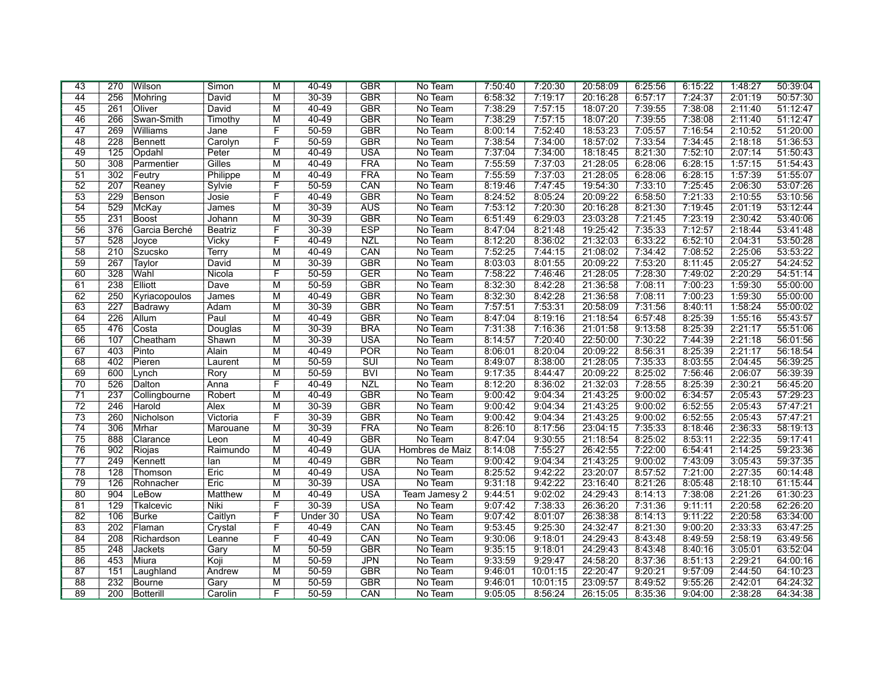| 43 | 270 | Wilson | Simon | M | 40-49 | GBR | No Team | 7:50:40 | 7:20:30 | 20:58:09 | 6:25:56 | 6:15:22 | 1:48:27 | 50:39:04 |
|---|---|---|---|---|---|---|---|---|---|---|---|---|---|---|
| 44 | 256 | Mohring | David | M | 30-39 | GBR | No Team | 6:58:32 | 7:19:17 | 20:16:28 | 6:57:17 | 7:24:37 | 2:01:19 | 50:57:30 |
| 45 | 261 | Oliver | David | M | 40-49 | GBR | No Team | 7:38:29 | 7:57:15 | 18:07:20 | 7:39:55 | 7:38:08 | 2:11:40 | 51:12:47 |
| 46 | 266 | Swan-Smith | Timothy | M | 40-49 | GBR | No Team | 7:38:29 | 7:57:15 | 18:07:20 | 7:39:55 | 7:38:08 | 2:11:40 | 51:12:47 |
| 47 | 269 | Williams | Jane | F | 50-59 | GBR | No Team | 8:00:14 | 7:52:40 | 18:53:23 | 7:05:57 | 7:16:54 | 2:10:52 | 51:20:00 |
| 48 | 228 | Bennett | Carolyn | F | 50-59 | GBR | No Team | 7:38:54 | 7:34:00 | 18:57:02 | 7:33:54 | 7:34:45 | 2:18:18 | 51:36:53 |
| 49 | 125 | Opdahl | Peter | M | 40-49 | USA | No Team | 7:37:04 | 7:34:00 | 18:18:45 | 8:21:30 | 7:52:10 | 2:07:14 | 51:50:43 |
| 50 | 308 | Parmentier | Gilles | M | 40-49 | FRA | No Team | 7:55:59 | 7:37:03 | 21:28:05 | 6:28:06 | 6:28:15 | 1:57:15 | 51:54:43 |
| 51 | 302 | Feutry | Philippe | M | 40-49 | FRA | No Team | 7:55:59 | 7:37:03 | 21:28:05 | 6:28:06 | 6:28:15 | 1:57:39 | 51:55:07 |
| 52 | 207 | Reaney | Sylvie | F | 50-59 | CAN | No Team | 8:19:46 | 7:47:45 | 19:54:30 | 7:33:10 | 7:25:45 | 2:06:30 | 53:07:26 |
| 53 | 229 | Benson | Josie | F | 40-49 | GBR | No Team | 8:24:52 | 8:05:24 | 20:09:22 | 6:58:50 | 7:21:33 | 2:10:55 | 53:10:56 |
| 54 | 529 | McKay | James | M | 30-39 | AUS | No Team | 7:53:12 | 7:20:30 | 20:16:28 | 8:21:30 | 7:19:45 | 2:01:19 | 53:12:44 |
| 55 | 231 | Boost | Johann | M | 30-39 | GBR | No Team | 6:51:49 | 6:29:03 | 23:03:28 | 7:21:45 | 7:23:19 | 2:30:42 | 53:40:06 |
| 56 | 376 | Garcia Berché | Beatriz | F | 30-39 | ESP | No Team | 8:47:04 | 8:21:48 | 19:25:42 | 7:35:33 | 7:12:57 | 2:18:44 | 53:41:48 |
| 57 | 528 | Joyce | Vicky | F | 40-49 | NZL | No Team | 8:12:20 | 8:36:02 | 21:32:03 | 6:33:22 | 6:52:10 | 2:04:31 | 53:50:28 |
| 58 | 210 | Szucsko | Terry | M | 40-49 | CAN | No Team | 7:52:25 | 7:44:15 | 21:08:02 | 7:34:42 | 7:08:52 | 2:25:06 | 53:53:22 |
| 59 | 267 | Taylor | David | M | 30-39 | GBR | No Team | 8:03:03 | 8:01:55 | 20:09:22 | 7:53:20 | 8:11:45 | 2:05:27 | 54:24:52 |
| 60 | 328 | Wahl | Nicola | F | 50-59 | GER | No Team | 7:58:22 | 7:46:46 | 21:28:05 | 7:28:30 | 7:49:02 | 2:20:29 | 54:51:14 |
| 61 | 238 | Elliott | Dave | M | 50-59 | GBR | No Team | 8:32:30 | 8:42:28 | 21:36:58 | 7:08:11 | 7:00:23 | 1:59:30 | 55:00:00 |
| 62 | 250 | Kyriacopoulos | James | M | 40-49 | GBR | No Team | 8:32:30 | 8:42:28 | 21:36:58 | 7:08:11 | 7:00:23 | 1:59:30 | 55:00:00 |
| 63 | 227 | Badrawy | Adam | M | 30-39 | GBR | No Team | 7:57:51 | 7:53:31 | 20:58:09 | 7:31:56 | 8:40:11 | 1:58:24 | 55:00:02 |
| 64 | 226 | Allum | Paul | M | 40-49 | GBR | No Team | 8:47:04 | 8:19:16 | 21:18:54 | 6:57:48 | 8:25:39 | 1:55:16 | 55:43:57 |
| 65 | 476 | Costa | Douglas | M | 30-39 | BRA | No Team | 7:31:38 | 7:16:36 | 21:01:58 | 9:13:58 | 8:25:39 | 2:21:17 | 55:51:06 |
| 66 | 107 | Cheatham | Shawn | M | 30-39 | USA | No Team | 8:14:57 | 7:20:40 | 22:50:00 | 7:30:22 | 7:44:39 | 2:21:18 | 56:01:56 |
| 67 | 403 | Pinto | Alain | M | 40-49 | POR | No Team | 8:06:01 | 8:20:04 | 20:09:22 | 8:56:31 | 8:25:39 | 2:21:17 | 56:18:54 |
| 68 | 402 | Pieren | Laurent | M | 50-59 | SUI | No Team | 8:49:07 | 8:38:00 | 21:28:05 | 7:35:33 | 8:03:55 | 2:04:45 | 56:39:25 |
| 69 | 600 | Lynch | Rory | M | 50-59 | BVI | No Team | 9:17:35 | 8:44:47 | 20:09:22 | 8:25:02 | 7:56:46 | 2:06:07 | 56:39:39 |
| 70 | 526 | Dalton | Anna | F | 40-49 | NZL | No Team | 8:12:20 | 8:36:02 | 21:32:03 | 7:28:55 | 8:25:39 | 2:30:21 | 56:45:20 |
| 71 | 237 | Collingbourne | Robert | M | 40-49 | GBR | No Team | 9:00:42 | 9:04:34 | 21:43:25 | 9:00:02 | 6:34:57 | 2:05:43 | 57:29:23 |
| 72 | 246 | Harold | Alex | M | 30-39 | GBR | No Team | 9:00:42 | 9:04:34 | 21:43:25 | 9:00:02 | 6:52:55 | 2:05:43 | 57:47:21 |
| 73 | 260 | Nicholson | Victoria | F | 30-39 | GBR | No Team | 9:00:42 | 9:04:34 | 21:43:25 | 9:00:02 | 6:52:55 | 2:05:43 | 57:47:21 |
| 74 | 306 | Mrhar | Marouane | M | 30-39 | FRA | No Team | 8:26:10 | 8:17:56 | 23:04:15 | 7:35:33 | 8:18:46 | 2:36:33 | 58:19:13 |
| 75 | 888 | Clarance | Leon | M | 40-49 | GBR | No Team | 8:47:04 | 9:30:55 | 21:18:54 | 8:25:02 | 8:53:11 | 2:22:35 | 59:17:41 |
| 76 | 902 | Riojas | Raimundo | M | 40-49 | GUA | Hombres de Maiz | 8:14:08 | 7:55:27 | 26:42:55 | 7:22:00 | 6:54:41 | 2:14:25 | 59:23:36 |
| 77 | 249 | Kennett | Ian | M | 40-49 | GBR | No Team | 9:00:42 | 9:04:34 | 21:43:25 | 9:00:02 | 7:43:09 | 3:05:43 | 59:37:35 |
| 78 | 128 | Thomson | Eric | M | 40-49 | USA | No Team | 8:25:52 | 9:42:22 | 23:20:07 | 8:57:52 | 7:21:00 | 2:27:35 | 60:14:48 |
| 79 | 126 | Rohnacher | Eric | M | 30-39 | USA | No Team | 9:31:18 | 9:42:22 | 23:16:40 | 8:21:26 | 8:05:48 | 2:18:10 | 61:15:44 |
| 80 | 904 | LeBow | Matthew | M | 40-49 | USA | Team Jamesy 2 | 9:44:51 | 9:02:02 | 24:29:43 | 8:14:13 | 7:38:08 | 2:21:26 | 61:30:23 |
| 81 | 129 | Tkalcevic | Niki | F | 30-39 | USA | No Team | 9:07:42 | 7:38:33 | 26:36:20 | 7:31:36 | 9:11:11 | 2:20:58 | 62:26:20 |
| 82 | 106 | Burke | Caitlyn | F | Under 30 | USA | No Team | 9:07:42 | 8:01:07 | 26:38:38 | 8:14:13 | 9:11:22 | 2:20:58 | 63:34:00 |
| 83 | 202 | Flaman | Crystal | F | 40-49 | CAN | No Team | 9:53:45 | 9:25:30 | 24:32:47 | 8:21:30 | 9:00:20 | 2:33:33 | 63:47:25 |
| 84 | 208 | Richardson | Leanne | F | 40-49 | CAN | No Team | 9:30:06 | 9:18:01 | 24:29:43 | 8:43:48 | 8:49:59 | 2:58:19 | 63:49:56 |
| 85 | 248 | Jackets | Gary | M | 50-59 | GBR | No Team | 9:35:15 | 9:18:01 | 24:29:43 | 8:43:48 | 8:40:16 | 3:05:01 | 63:52:04 |
| 86 | 453 | Miura | Koji | M | 50-59 | JPN | No Team | 9:33:59 | 9:29:47 | 24:58:20 | 8:37:36 | 8:51:13 | 2:29:21 | 64:00:16 |
| 87 | 151 | Laughland | Andrew | M | 50-59 | GBR | No Team | 9:46:01 | 10:01:15 | 22:20:47 | 9:20:21 | 9:57:09 | 2:44:50 | 64:10:23 |
| 88 | 232 | Bourne | Gary | M | 50-59 | GBR | No Team | 9:46:01 | 10:01:15 | 23:09:57 | 8:49:52 | 9:55:26 | 2:42:01 | 64:24:32 |
| 89 | 200 | Botterill | Carolin | F | 50-59 | CAN | No Team | 9:05:05 | 8:56:24 | 26:15:05 | 8:35:36 | 9:04:00 | 2:38:28 | 64:34:38 |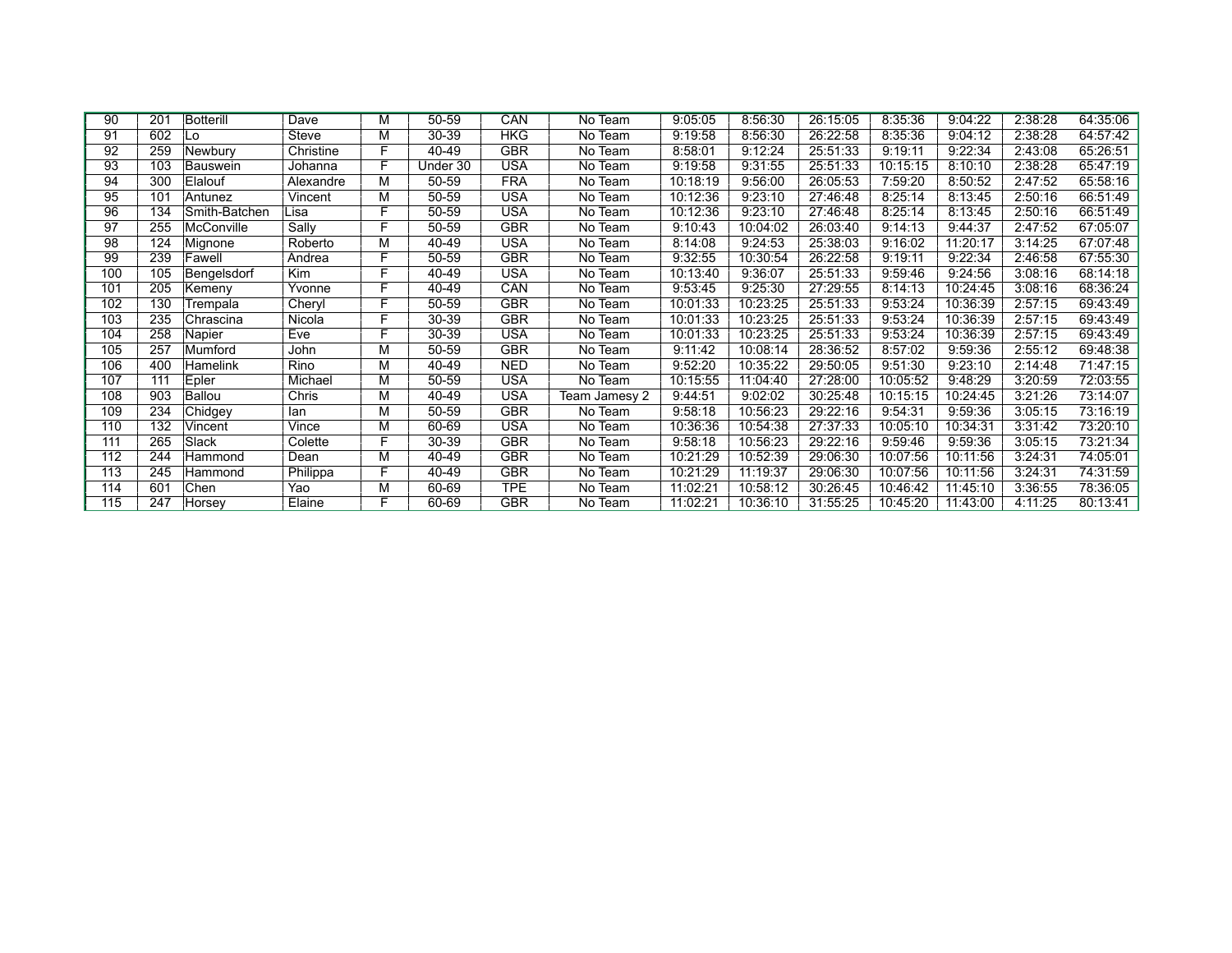| | | | | | | | | | | | | | | |
|---|---|---|---|---|---|---|---|---|---|---|---|---|---|---|
| 90 | 201 | Botterill | Dave | M | 50-59 | CAN | No Team | 9:05:05 | 8:56:30 | 26:15:05 | 8:35:36 | 9:04:22 | 2:38:28 | 64:35:06 |
| 91 | 602 | Lo | Steve | M | 30-39 | HKG | No Team | 9:19:58 | 8:56:30 | 26:22:58 | 8:35:36 | 9:04:12 | 2:38:28 | 64:57:42 |
| 92 | 259 | Newbury | Christine | F | 40-49 | GBR | No Team | 8:58:01 | 9:12:24 | 25:51:33 | 9:19:11 | 9:22:34 | 2:43:08 | 65:26:51 |
| 93 | 103 | Bauswein | Johanna | F | Under 30 | USA | No Team | 9:19:58 | 9:31:55 | 25:51:33 | 10:15:15 | 8:10:10 | 2:38:28 | 65:47:19 |
| 94 | 300 | Elalouf | Alexandre | M | 50-59 | FRA | No Team | 10:18:19 | 9:56:00 | 26:05:53 | 7:59:20 | 8:50:52 | 2:47:52 | 65:58:16 |
| 95 | 101 | Antunez | Vincent | M | 50-59 | USA | No Team | 10:12:36 | 9:23:10 | 27:46:48 | 8:25:14 | 8:13:45 | 2:50:16 | 66:51:49 |
| 96 | 134 | Smith-Batchen | Lisa | F | 50-59 | USA | No Team | 10:12:36 | 9:23:10 | 27:46:48 | 8:25:14 | 8:13:45 | 2:50:16 | 66:51:49 |
| 97 | 255 | McConville | Sally | F | 50-59 | GBR | No Team | 9:10:43 | 10:04:02 | 26:03:40 | 9:14:13 | 9:44:37 | 2:47:52 | 67:05:07 |
| 98 | 124 | Mignone | Roberto | M | 40-49 | USA | No Team | 8:14:08 | 9:24:53 | 25:38:03 | 9:16:02 | 11:20:17 | 3:14:25 | 67:07:48 |
| 99 | 239 | Fawell | Andrea | F | 50-59 | GBR | No Team | 9:32:55 | 10:30:54 | 26:22:58 | 9:19:11 | 9:22:34 | 2:46:58 | 67:55:30 |
| 100 | 105 | Bengelsdorf | Kim | F | 40-49 | USA | No Team | 10:13:40 | 9:36:07 | 25:51:33 | 9:59:46 | 9:24:56 | 3:08:16 | 68:14:18 |
| 101 | 205 | Kemeny | Yvonne | F | 40-49 | CAN | No Team | 9:53:45 | 9:25:30 | 27:29:55 | 8:14:13 | 10:24:45 | 3:08:16 | 68:36:24 |
| 102 | 130 | Trempala | Cheryl | F | 50-59 | GBR | No Team | 10:01:33 | 10:23:25 | 25:51:33 | 9:53:24 | 10:36:39 | 2:57:15 | 69:43:49 |
| 103 | 235 | Chrascina | Nicola | F | 30-39 | GBR | No Team | 10:01:33 | 10:23:25 | 25:51:33 | 9:53:24 | 10:36:39 | 2:57:15 | 69:43:49 |
| 104 | 258 | Napier | Eve | F | 30-39 | USA | No Team | 10:01:33 | 10:23:25 | 25:51:33 | 9:53:24 | 10:36:39 | 2:57:15 | 69:43:49 |
| 105 | 257 | Mumford | John | M | 50-59 | GBR | No Team | 9:11:42 | 10:08:14 | 28:36:52 | 8:57:02 | 9:59:36 | 2:55:12 | 69:48:38 |
| 106 | 400 | Hamelink | Rino | M | 40-49 | NED | No Team | 9:52:20 | 10:35:22 | 29:50:05 | 9:51:30 | 9:23:10 | 2:14:48 | 71:47:15 |
| 107 | 111 | Epler | Michael | M | 50-59 | USA | No Team | 10:15:55 | 11:04:40 | 27:28:00 | 10:05:52 | 9:48:29 | 3:20:59 | 72:03:55 |
| 108 | 903 | Ballou | Chris | M | 40-49 | USA | Team Jamesy 2 | 9:44:51 | 9:02:02 | 30:25:48 | 10:15:15 | 10:24:45 | 3:21:26 | 73:14:07 |
| 109 | 234 | Chidgey | Ian | M | 50-59 | GBR | No Team | 9:58:18 | 10:56:23 | 29:22:16 | 9:54:31 | 9:59:36 | 3:05:15 | 73:16:19 |
| 110 | 132 | Vincent | Vince | M | 60-69 | USA | No Team | 10:36:36 | 10:54:38 | 27:37:33 | 10:05:10 | 10:34:31 | 3:31:42 | 73:20:10 |
| 111 | 265 | Slack | Colette | F | 30-39 | GBR | No Team | 9:58:18 | 10:56:23 | 29:22:16 | 9:59:46 | 9:59:36 | 3:05:15 | 73:21:34 |
| 112 | 244 | Hammond | Dean | M | 40-49 | GBR | No Team | 10:21:29 | 10:52:39 | 29:06:30 | 10:07:56 | 10:11:56 | 3:24:31 | 74:05:01 |
| 113 | 245 | Hammond | Philippa | F | 40-49 | GBR | No Team | 10:21:29 | 11:19:37 | 29:06:30 | 10:07:56 | 10:11:56 | 3:24:31 | 74:31:59 |
| 114 | 601 | Chen | Yao | M | 60-69 | TPE | No Team | 11:02:21 | 10:58:12 | 30:26:45 | 10:46:42 | 11:45:10 | 3:36:55 | 78:36:05 |
| 115 | 247 | Horsey | Elaine | F | 60-69 | GBR | No Team | 11:02:21 | 10:36:10 | 31:55:25 | 10:45:20 | 11:43:00 | 4:11:25 | 80:13:41 |